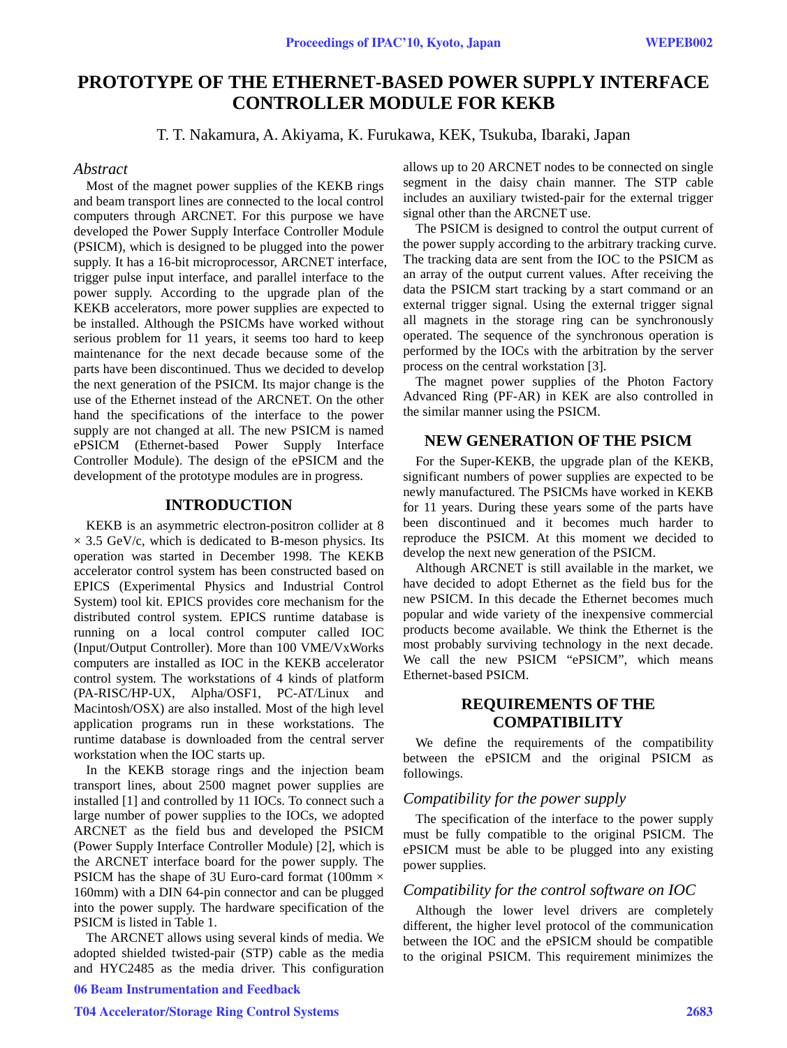# PROTOTYPE OF THE ETHERNET-BASED POWER SUPPLY INTERFACE CONTROLLER MODULE FOR KEKB

T. T. Nakamura, A. Akiyama, K. Furukawa, KEK, Tsukuba, Ibaraki, Japan

## *Abstract*

Most of the magnet power supplies of the KEKB rings and beam transport lines are connected to the local control computers through ARCNET. For this purpose we have developed the Power Supply Interface Controller Module (PSICM), which is designed to be plugged into the power supply. It has a 16-bit microprocessor, ARCNET interface, trigger pulse input interface, and parallel interface to the power supply. According to the upgrade plan of the KEKB accelerators, more power supplies are expected to be installed. Although the PSICMs have worked without serious problem for 11 years, it seems too hard to keep maintenance for the next decade because some of the parts have been discontinued. Thus we decided to develop the next generation of the PSICM. Its major change is the use of the Ethernet instead of the ARCNET. On the other hand the specifications of the interface to the power supply are not changed at all. The new PSICM is named ePSICM (Ethernet-based Power Supply Interface Controller Module). The design of the ePSICM and the development of the prototype modules are in progress.

## INTRODUCTION

KEKB is an asymmetric electron-positron collider at 8 $\times$ 3.5 GeV/c, which is dedicated to B-meson physics. Its operation was started in December 1998. The KEKB accelerator control system has been constructed based on EPICS (Experimental Physics and Industrial Control System) tool kit. EPICS provides core mechanism for the distributed control system. EPICS runtime database is running on a local control computer called IOC (Input/Output Controller). More than 100 VME/VxWorks computers are installed as IOC in the KEKB accelerator control system. The workstations of 4 kinds of platform (PA-RISC/HP-UX, Alpha/OSF1, PC-AT/Linux and Macintosh/OSX) are also installed. Most of the high level application programs run in these workstations. The runtime database is downloaded from the central server workstation when the IOC starts up.

In the KEKB storage rings and the injection beam transport lines, about 2500 magnet power supplies are installed [1] and controlled by 11 IOCs. To connect such a large number of power supplies to the IOCs, we adopted ARCNET as the field bus and developed the PSICM (Power Supply Interface Controller Module) [2], which is the ARCNET interface board for the power supply. The PSICM has the shape of 3U Euro-card format (100mm $\times$ 160mm) with a DIN 64-pin connector and can be plugged into the power supply. The hardware specification of the PSICM is listed in Table 1.

The ARCNET allows using several kinds of media. We adopted shielded twisted-pair (STP) cable as the media and HYC2485 as the media driver. This configuration allows up to 20 ARCNET nodes to be connected on single segment in the daisy chain manner. The STP cable includes an auxiliary twisted-pair for the external trigger signal other than the ARCNET use.

The PSICM is designed to control the output current of the power supply according to the arbitrary tracking curve. The tracking data are sent from the IOC to the PSICM as an array of the output current values. After receiving the data the PSICM start tracking by a start command or an external trigger signal. Using the external trigger signal all magnets in the storage ring can be synchronously operated. The sequence of the synchronous operation is performed by the IOCs with the arbitration by the server process on the central workstation [3].

The magnet power supplies of the Photon Factory Advanced Ring (PF-AR) in KEK are also controlled in the similar manner using the PSICM.

## NEW GENERATION OF THE PSICM

For the Super-KEKB, the upgrade plan of the KEKB, significant numbers of power supplies are expected to be newly manufactured. The PSICMs have worked in KEKB for 11 years. During these years some of the parts have been discontinued and it becomes much harder to reproduce the PSICM. At this moment we decided to develop the next new generation of the PSICM.

Although ARCNET is still available in the market, we have decided to adopt Ethernet as the field bus for the new PSICM. In this decade the Ethernet becomes much popular and wide variety of the inexpensive commercial products become available. We think the Ethernet is the most probably surviving technology in the next decade. We call the new PSICM "ePSICM", which means Ethernet-based PSICM.

## REQUIREMENTS OF THE COMPATIBILITY

We define the requirements of the compatibility between the ePSICM and the original PSICM as followings.

### *Compatibility for the power supply*

The specification of the interface to the power supply must be fully compatible to the original PSICM. The ePSICM must be able to be plugged into any existing power supplies.

### *Compatibility for the control software on IOC*

Although the lower level drivers are completely different, the higher level protocol of the communication between the IOC and the ePSICM should be compatible to the original PSICM. This requirement minimizes the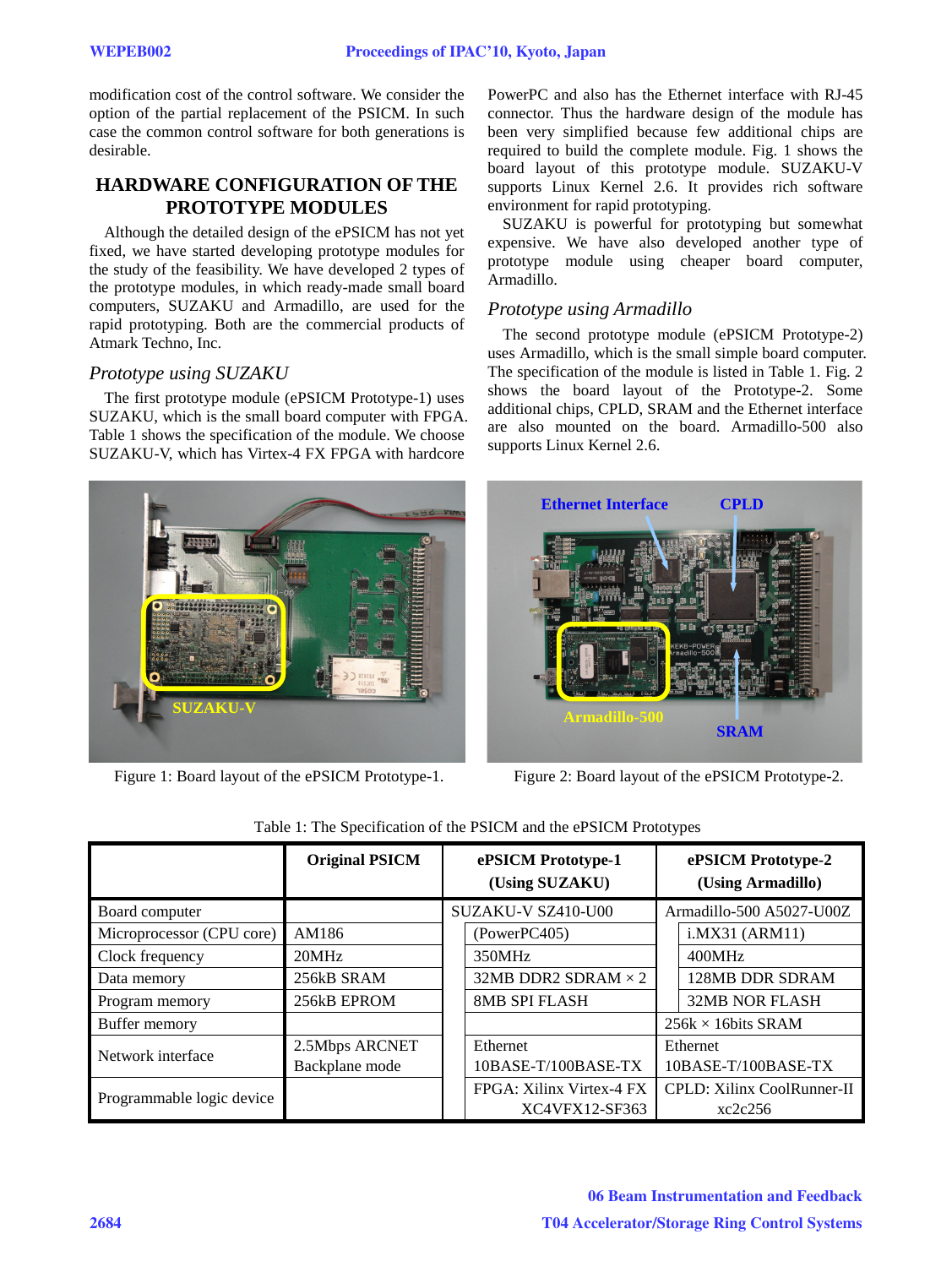modification cost of the control software. We consider the option of the partial replacement of the PSICM. In such case the common control software for both generations is desirable.

## HARDWARE CONFIGURATION OF THE PROTOTYPE MODULES

Although the detailed design of the ePSICM has not yet fixed, we have started developing prototype modules for the study of the feasibility. We have developed 2 types of the prototype modules, in which ready-made small board computers, SUZAKU and Armadillo, are used for the rapid prototyping. Both are the commercial products of Atmark Techno, Inc.

### *Prototype using SUZAKU*

The first prototype module (ePSICM Prototype-1) uses SUZAKU, which is the small board computer with FPGA. Table 1 shows the specification of the module. We choose SUZAKU-V, which has Virtex-4 FX FPGA with hardcore PowerPC and also has the Ethernet interface with RJ-45 connector. Thus the hardware design of the module has been very simplified because few additional chips are required to build the complete module. Fig. 1 shows the board layout of this prototype module. SUZAKU-V supports Linux Kernel 2.6. It provides rich software environment for rapid prototyping.

SUZAKU is powerful for prototyping but somewhat expensive. We have also developed another type of prototype module using cheaper board computer, Armadillo.

### *Prototype using Armadillo*

The second prototype module (ePSICM Prototype-2) uses Armadillo, which is the small simple board computer. The specification of the module is listed in Table 1. Fig. 2 shows the board layout of the Prototype-2. Some additional chips, CPLD, SRAM and the Ethernet interface are also mounted on the board. Armadillo-500 also supports Linux Kernel 2.6.

Figure 1: Board layout of the ePSICM Prototype-1.

Figure 2: Board layout of the ePSICM Prototype-2.

Table 1: The Specification of the PSICM and the ePSICM Prototypes

| | Original PSICM | ePSICM Prototype-1 (Using SUZAKU) | ePSICM Prototype-2 (Using Armadillo) |
|---|---|---|---|
| Board computer | | SUZAKU-V SZ410-U00 | Armadillo-500 A5027-U00Z |
| Microprocessor (CPU core) | AM186 | (PowerPC405) | i.MX31 (ARM11) |
| Clock frequency | 20MHz | 350MHz | 400MHz |
| Data memory | 256kB SRAM | 32MB DDR2 SDRAM × 2 | 128MB DDR SDRAM |
| Program memory | 256kB EPROM | 8MB SPI FLASH | 32MB NOR FLASH |
| Buffer memory | | | 256k × 16bits SRAM |
| Network interface | 2.5Mbps ARCNET Backplane mode | Ethernet 10BASE-T/100BASE-TX | Ethernet 10BASE-T/100BASE-TX |
| Programmable logic device | | FPGA: Xilinx Virtex-4 FX XC4VFX12-SF363 | CPLD: Xilinx CoolRunner-II xc2c256 |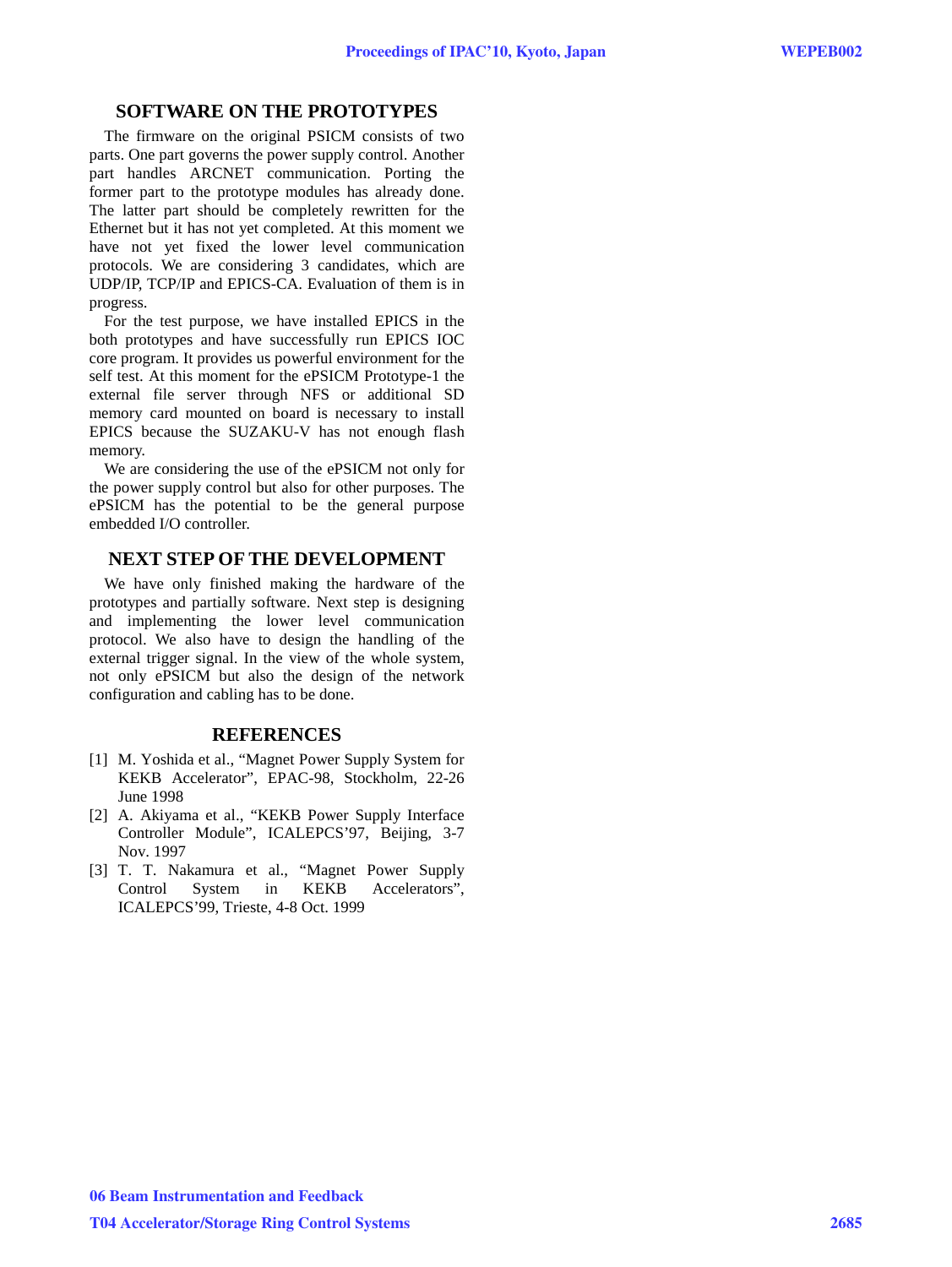## SOFTWARE ON THE PROTOTYPES

The firmware on the original PSICM consists of two parts. One part governs the power supply control. Another part handles ARCNET communication. Porting the former part to the prototype modules has already done. The latter part should be completely rewritten for the Ethernet but it has not yet completed. At this moment we have not yet fixed the lower level communication protocols. We are considering 3 candidates, which are UDP/IP, TCP/IP and EPICS-CA. Evaluation of them is in progress.

For the test purpose, we have installed EPICS in the both prototypes and have successfully run EPICS IOC core program. It provides us powerful environment for the self test. At this moment for the ePSICM Prototype-1 the external file server through NFS or additional SD memory card mounted on board is necessary to install EPICS because the SUZAKU-V has not enough flash memory.

We are considering the use of the ePSICM not only for the power supply control but also for other purposes. The ePSICM has the potential to be the general purpose embedded I/O controller.

## NEXT STEP OF THE DEVELOPMENT

We have only finished making the hardware of the prototypes and partially software. Next step is designing and implementing the lower level communication protocol. We also have to design the handling of the external trigger signal. In the view of the whole system, not only ePSICM but also the design of the network configuration and cabling has to be done.

## REFERENCES

[1] M. Yoshida et al., "Magnet Power Supply System for KEKB Accelerator", EPAC-98, Stockholm, 22-26 June 1998

[2] A. Akiyama et al., "KEKB Power Supply Interface Controller Module", ICALEPCS'97, Beijing, 3-7 Nov. 1997

[3] T. T. Nakamura et al., "Magnet Power Supply Control System in KEKB Accelerators", ICALEPCS'99, Trieste, 4-8 Oct. 1999